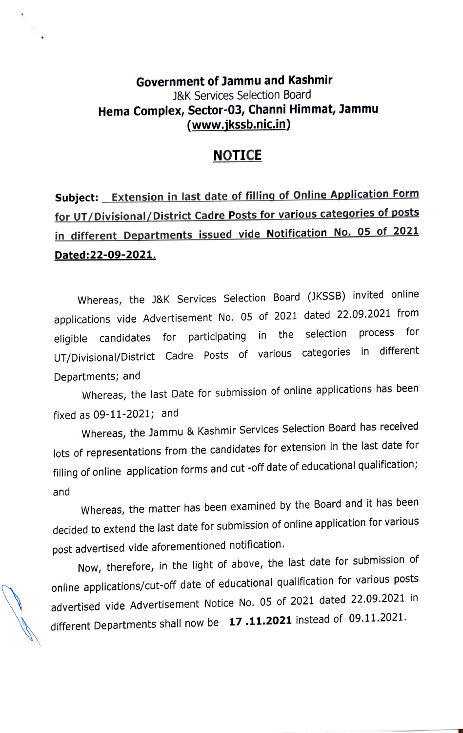**Government of Jammu and Kashmir**
J&K Services Selection Board
**Hema Complex, Sector-03, Channi Himmat, Jammu**
**(www.jkssb.nic.in)**

## NOTICE

**Subject: Extension in last date of filling of Online Application Form for UT/Divisional/District Cadre Posts for various categories of posts in different Departments issued vide Notification No. 05 of 2021 Dated:22-09-2021.**

Whereas, the J&K Services Selection Board (JKSSB) invited online applications vide Advertisement No. 05 of 2021 dated 22.09.2021 from eligible candidates for participating in the selection process for UT/Divisional/District Cadre Posts of various categories in different Departments; and

Whereas, the last Date for submission of online applications has been fixed as 09-11-2021; and

Whereas, the Jammu & Kashmir Services Selection Board has received lots of representations from the candidates for extension in the last date for filling of online application forms and cut -off date of educational qualification; and

Whereas, the matter has been examined by the Board and it has been decided to extend the last date for submission of online application for various post advertised vide aforementioned notification.

Now, therefore, in the light of above, the last date for submission of online applications/cut-off date of educational qualification for various posts advertised vide Advertisement Notice No. 05 of 2021 dated 22.09.2021 in different Departments shall now be **17 .11.2021** instead of 09.11.2021.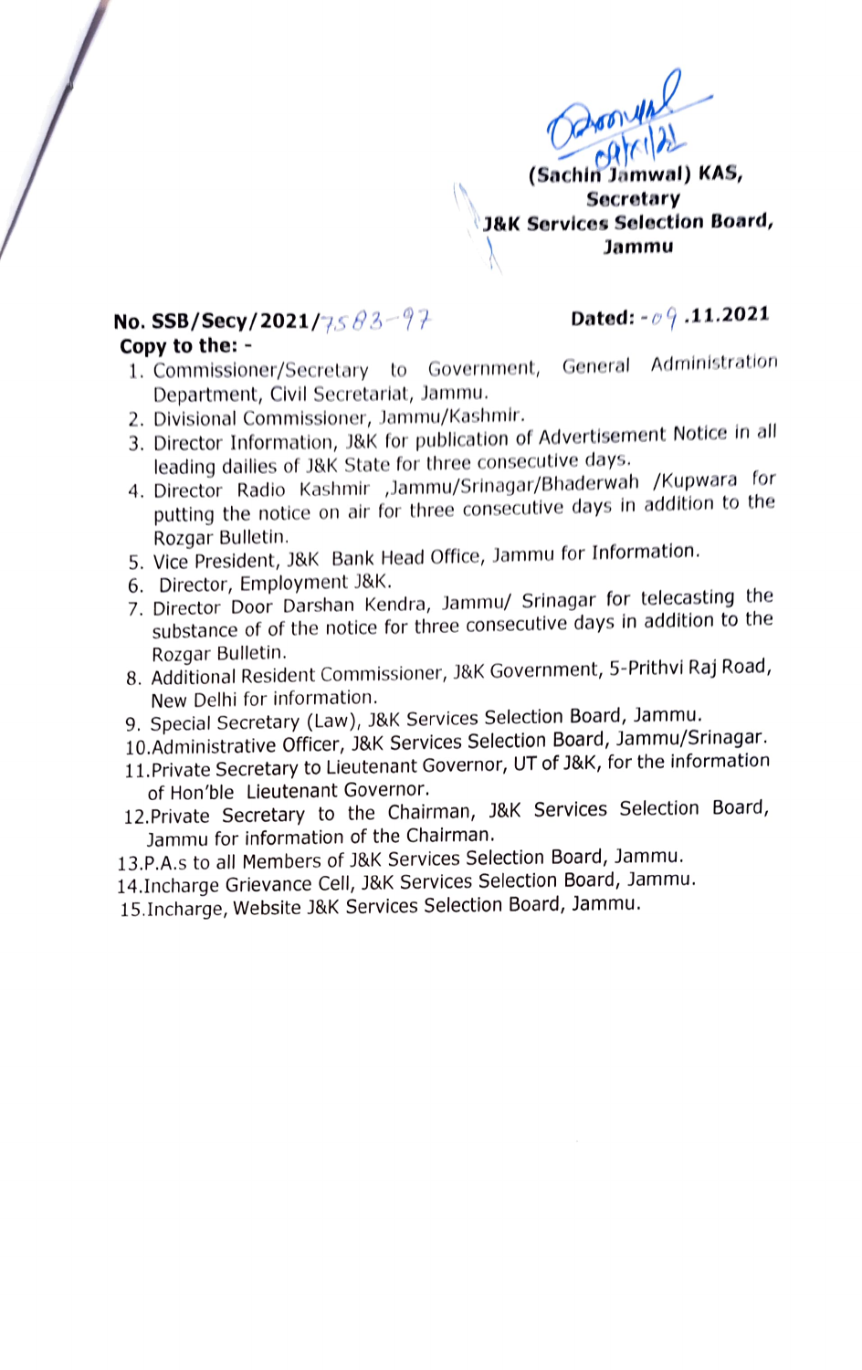(Sachin Jamwal) KAS,
Secretary
J&K Services Selection Board,
Jammu

**No. SSB/Secy/2021/7583-97** **Dated: -09.11.2021**

**Copy to the: -**

1. Commissioner/Secretary to Government, General Administration Department, Civil Secretariat, Jammu.
2. Divisional Commissioner, Jammu/Kashmir.
3. Director Information, J&K for publication of Advertisement Notice in all leading dailies of J&K State for three consecutive days.
4. Director Radio Kashmir ,Jammu/Srinagar/Bhaderwah /Kupwara for putting the notice on air for three consecutive days in addition to the Rozgar Bulletin.
5. Vice President, J&K Bank Head Office, Jammu for Information.
6. Director, Employment J&K.
7. Director Door Darshan Kendra, Jammu/ Srinagar for telecasting the substance of of the notice for three consecutive days in addition to the Rozgar Bulletin.
8. Additional Resident Commissioner, J&K Government, 5-Prithvi Raj Road, New Delhi for information.
9. Special Secretary (Law), J&K Services Selection Board, Jammu.
10. Administrative Officer, J&K Services Selection Board, Jammu/Srinagar.
11. Private Secretary to Lieutenant Governor, UT of J&K, for the information of Hon'ble Lieutenant Governor.
12. Private Secretary to the Chairman, J&K Services Selection Board, Jammu for information of the Chairman.
13. P.A.s to all Members of J&K Services Selection Board, Jammu.
14. Incharge Grievance Cell, J&K Services Selection Board, Jammu.
15. Incharge, Website J&K Services Selection Board, Jammu.